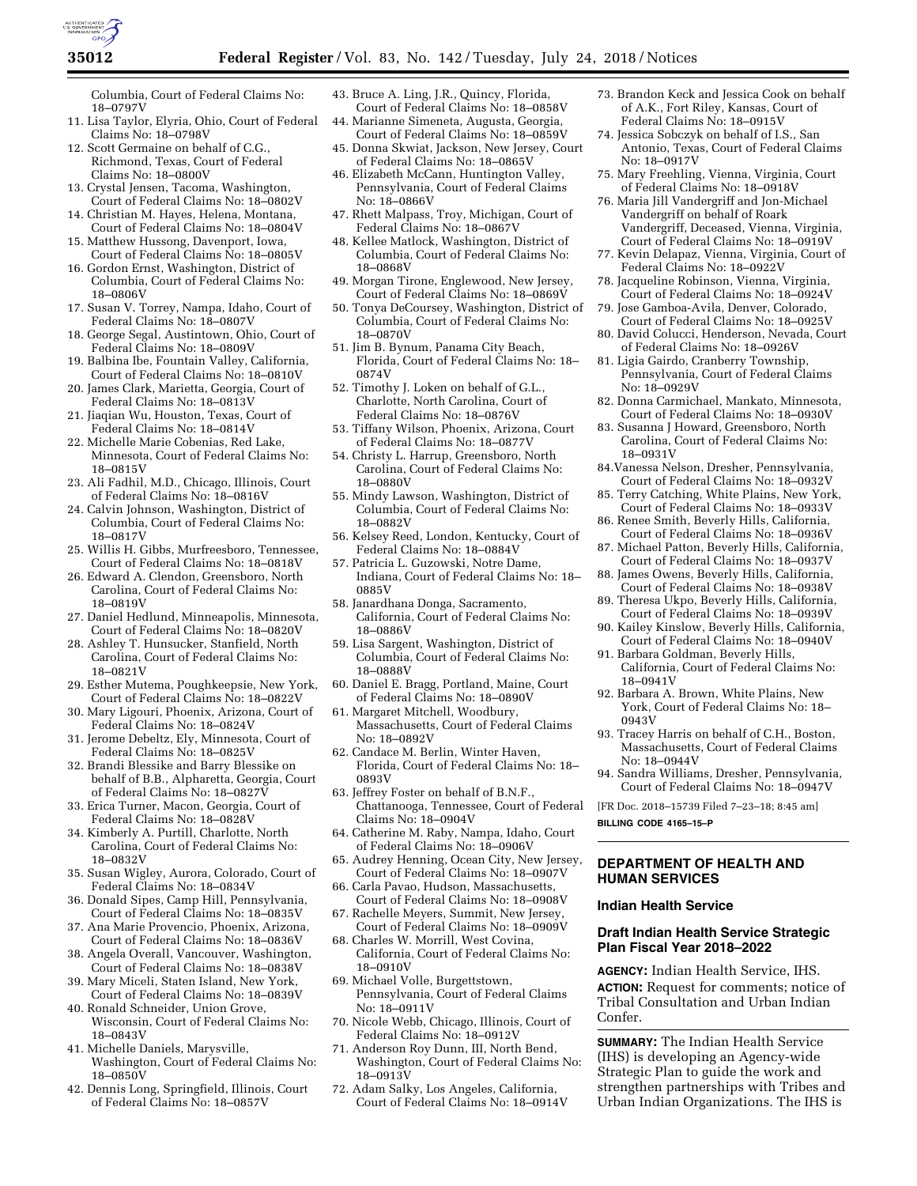Columbia, Court of Federal Claims No: 18–0797V

11. Lisa Taylor, Elyria, Ohio, Court of Federal Claims No: 18–0798V
12. Scott Germaine on behalf of C.G., Richmond, Texas, Court of Federal Claims No: 18–0800V
13. Crystal Jensen, Tacoma, Washington, Court of Federal Claims No: 18–0802V
14. Christian M. Hayes, Helena, Montana, Court of Federal Claims No: 18–0804V
15. Matthew Hussong, Davenport, Iowa, Court of Federal Claims No: 18–0805V
16. Gordon Ernst, Washington, District of Columbia, Court of Federal Claims No: 18–0806V
17. Susan V. Torrey, Nampa, Idaho, Court of Federal Claims No: 18–0807V
18. George Segal, Austintown, Ohio, Court of Federal Claims No: 18–0809V
19. Balbina Ibe, Fountain Valley, California, Court of Federal Claims No: 18–0810V
20. James Clark, Marietta, Georgia, Court of Federal Claims No: 18–0813V
21. Jiaqian Wu, Houston, Texas, Court of Federal Claims No: 18–0814V
22. Michelle Marie Cobenias, Red Lake, Minnesota, Court of Federal Claims No: 18–0815V
23. Ali Fadhil, M.D., Chicago, Illinois, Court of Federal Claims No: 18–0816V
24. Calvin Johnson, Washington, District of Columbia, Court of Federal Claims No: 18–0817V
25. Willis H. Gibbs, Murfreesboro, Tennessee, Court of Federal Claims No: 18–0818V
26. Edward A. Clendon, Greensboro, North Carolina, Court of Federal Claims No: 18–0819V
27. Daniel Hedlund, Minneapolis, Minnesota, Court of Federal Claims No: 18–0820V
28. Ashley T. Hunsucker, Stanfield, North Carolina, Court of Federal Claims No: 18–0821V
29. Esther Mutema, Poughkeepsie, New York, Court of Federal Claims No: 18–0822V
30. Mary Ligouri, Phoenix, Arizona, Court of Federal Claims No: 18–0824V
31. Jerome Debeltz, Ely, Minnesota, Court of Federal Claims No: 18–0825V
32. Brandi Blessike and Barry Blessike on behalf of B.B., Alpharetta, Georgia, Court of Federal Claims No: 18–0827V
33. Erica Turner, Macon, Georgia, Court of Federal Claims No: 18–0828V
34. Kimberly A. Purtill, Charlotte, North Carolina, Court of Federal Claims No: 18–0832V
35. Susan Wigley, Aurora, Colorado, Court of Federal Claims No: 18–0834V
36. Donald Sipes, Camp Hill, Pennsylvania, Court of Federal Claims No: 18–0835V
37. Ana Marie Provencio, Phoenix, Arizona, Court of Federal Claims No: 18–0836V
38. Angela Overall, Vancouver, Washington, Court of Federal Claims No: 18–0838V
39. Mary Miceli, Staten Island, New York, Court of Federal Claims No: 18–0839V
40. Ronald Schneider, Union Grove, Wisconsin, Court of Federal Claims No: 18–0843V
41. Michelle Daniels, Marysville, Washington, Court of Federal Claims No: 18–0850V
42. Dennis Long, Springfield, Illinois, Court of Federal Claims No: 18–0857V
43. Bruce A. Ling, J.R., Quincy, Florida, Court of Federal Claims No: 18–0858V
44. Marianne Simeneta, Augusta, Georgia, Court of Federal Claims No: 18–0859V
45. Donna Skwiat, Jackson, New Jersey, Court of Federal Claims No: 18–0865V
46. Elizabeth McCann, Huntington Valley, Pennsylvania, Court of Federal Claims No: 18–0866V
47. Rhett Malpass, Troy, Michigan, Court of Federal Claims No: 18–0867V
48. Kellee Matlock, Washington, District of Columbia, Court of Federal Claims No: 18–0868V
49. Morgan Tirone, Englewood, New Jersey, Court of Federal Claims No: 18–0869V
50. Tonya DeCoursey, Washington, District of Columbia, Court of Federal Claims No: 18–0870V
51. Jim B. Bynum, Panama City Beach, Florida, Court of Federal Claims No: 18–0874V
52. Timothy J. Loken on behalf of G.L., Charlotte, North Carolina, Court of Federal Claims No: 18–0876V
53. Tiffany Wilson, Phoenix, Arizona, Court of Federal Claims No: 18–0877V
54. Christy L. Harrup, Greensboro, North Carolina, Court of Federal Claims No: 18–0880V
55. Mindy Lawson, Washington, District of Columbia, Court of Federal Claims No: 18–0882V
56. Kelsey Reed, London, Kentucky, Court of Federal Claims No: 18–0884V
57. Patricia L. Guzowski, Notre Dame, Indiana, Court of Federal Claims No: 18–0885V
58. Janardhana Donga, Sacramento, California, Court of Federal Claims No: 18–0886V
59. Lisa Sargent, Washington, District of Columbia, Court of Federal Claims No: 18–0888V
60. Daniel E. Bragg, Portland, Maine, Court of Federal Claims No: 18–0890V
61. Margaret Mitchell, Woodbury, Massachusetts, Court of Federal Claims No: 18–0892V
62. Candace M. Berlin, Winter Haven, Florida, Court of Federal Claims No: 18–0893V
63. Jeffrey Foster on behalf of B.N.F., Chattanooga, Tennessee, Court of Federal Claims No: 18–0904V
64. Catherine M. Raby, Nampa, Idaho, Court of Federal Claims No: 18–0906V
65. Audrey Henning, Ocean City, New Jersey, Court of Federal Claims No: 18–0907V
66. Carla Pavao, Hudson, Massachusetts, Court of Federal Claims No: 18–0908V
67. Rachelle Meyers, Summit, New Jersey, Court of Federal Claims No: 18–0909V
68. Charles W. Morrill, West Covina, California, Court of Federal Claims No: 18–0910V
69. Michael Volle, Burgettstown, Pennsylvania, Court of Federal Claims No: 18–0911V
70. Nicole Webb, Chicago, Illinois, Court of Federal Claims No: 18–0912V
71. Anderson Roy Dunn, III, North Bend, Washington, Court of Federal Claims No: 18–0913V
72. Adam Salky, Los Angeles, California, Court of Federal Claims No: 18–0914V
73. Brandon Keck and Jessica Cook on behalf of A.K., Fort Riley, Kansas, Court of Federal Claims No: 18–0915V
74. Jessica Sobczyk on behalf of I.S., San Antonio, Texas, Court of Federal Claims No: 18–0917V
75. Mary Freehling, Vienna, Virginia, Court of Federal Claims No: 18–0918V
76. Maria Jill Vandergriff and Jon-Michael Vandergriff on behalf of Roark Vandergriff, Deceased, Vienna, Virginia, Court of Federal Claims No: 18–0919V
77. Kevin Delapaz, Vienna, Virginia, Court of Federal Claims No: 18–0922V
78. Jacqueline Robinson, Vienna, Virginia, Court of Federal Claims No: 18–0924V
79. Jose Gamboa-Avila, Denver, Colorado, Court of Federal Claims No: 18–0925V
80. David Colucci, Henderson, Nevada, Court of Federal Claims No: 18–0926V
81. Ligia Gairdo, Cranberry Township, Pennsylvania, Court of Federal Claims No: 18–0929V
82. Donna Carmichael, Mankato, Minnesota, Court of Federal Claims No: 18–0930V
83. Susanna J Howard, Greensboro, North Carolina, Court of Federal Claims No: 18–0931V
84. Vanessa Nelson, Dresher, Pennsylvania, Court of Federal Claims No: 18–0932V
85. Terry Catching, White Plains, New York, Court of Federal Claims No: 18–0933V
86. Renee Smith, Beverly Hills, California, Court of Federal Claims No: 18–0936V
87. Michael Patton, Beverly Hills, California, Court of Federal Claims No: 18–0937V
88. James Owens, Beverly Hills, California, Court of Federal Claims No: 18–0938V
89. Theresa Ukpo, Beverly Hills, California, Court of Federal Claims No: 18–0939V
90. Kailey Kinslow, Beverly Hills, California, Court of Federal Claims No: 18–0940V
91. Barbara Goldman, Beverly Hills, California, Court of Federal Claims No: 18–0941V
92. Barbara A. Brown, White Plains, New York, Court of Federal Claims No: 18–0943V
93. Tracey Harris on behalf of C.H., Boston, Massachusetts, Court of Federal Claims No: 18–0944V
94. Sandra Williams, Dresher, Pennsylvania, Court of Federal Claims No: 18–0947V

[FR Doc. 2018–15739 Filed 7–23–18; 8:45 am]

**BILLING CODE 4165–15–P**

## DEPARTMENT OF HEALTH AND HUMAN SERVICES

### Indian Health Service

### Draft Indian Health Service Strategic Plan Fiscal Year 2018–2022

**AGENCY:** Indian Health Service, IHS.

**ACTION:** Request for comments; notice of Tribal Consultation and Urban Indian Confer.

**SUMMARY:** The Indian Health Service (IHS) is developing an Agency-wide Strategic Plan to guide the work and strengthen partnerships with Tribes and Urban Indian Organizations. The IHS is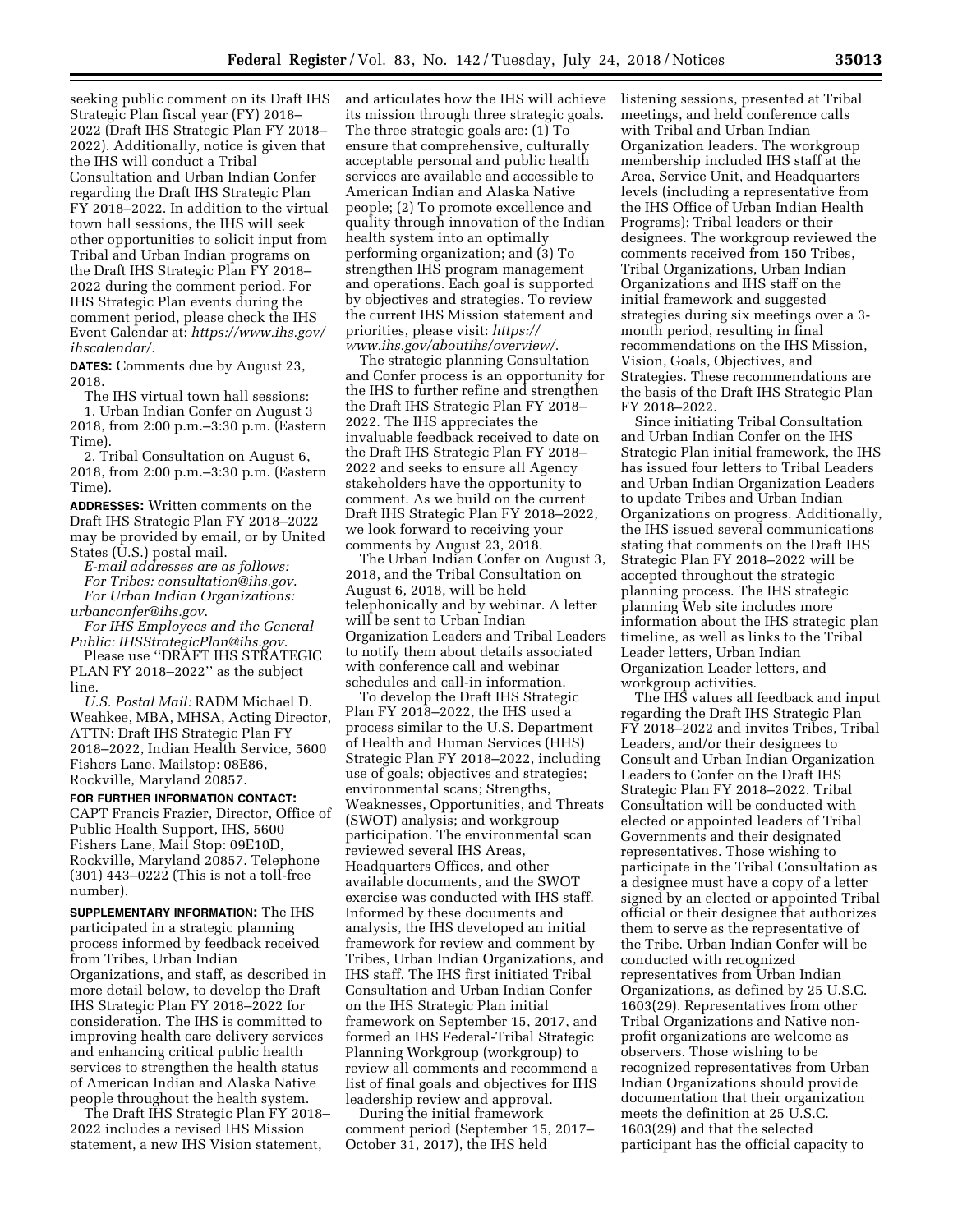seeking public comment on its Draft IHS Strategic Plan fiscal year (FY) 2018–2022 (Draft IHS Strategic Plan FY 2018–2022). Additionally, notice is given that the IHS will conduct a Tribal Consultation and Urban Indian Confer regarding the Draft IHS Strategic Plan FY 2018–2022. In addition to the virtual town hall sessions, the IHS will seek other opportunities to solicit input from Tribal and Urban Indian programs on the Draft IHS Strategic Plan FY 2018–2022 during the comment period. For IHS Strategic Plan events during the comment period, please check the IHS Event Calendar at: *https://www.ihs.gov/ihscalendar/*.

**DATES:** Comments due by August 23, 2018.

The IHS virtual town hall sessions:

1. Urban Indian Confer on August 3 2018, from 2:00 p.m.–3:30 p.m. (Eastern Time).

2. Tribal Consultation on August 6, 2018, from 2:00 p.m.–3:30 p.m. (Eastern Time).

**ADDRESSES:** Written comments on the Draft IHS Strategic Plan FY 2018–2022 may be provided by email, or by United States (U.S.) postal mail.

*E-mail addresses are as follows:*

*For Tribes: consultation@ihs.gov.*

*For Urban Indian Organizations: urbanconfer@ihs.gov.*

*For IHS Employees and the General Public: IHSStrategicPlan@ihs.gov.*

Please use ''DRAFT IHS STRATEGIC PLAN FY 2018–2022'' as the subject line.

*U.S. Postal Mail:* RADM Michael D. Weahkee, MBA, MHSA, Acting Director, ATTN: Draft IHS Strategic Plan FY 2018–2022, Indian Health Service, 5600 Fishers Lane, Mailstop: 08E86, Rockville, Maryland 20857.

**FOR FURTHER INFORMATION CONTACT:** CAPT Francis Frazier, Director, Office of Public Health Support, IHS, 5600 Fishers Lane, Mail Stop: 09E10D, Rockville, Maryland 20857. Telephone (301) 443–0222 (This is not a toll-free number).

**SUPPLEMENTARY INFORMATION:** The IHS participated in a strategic planning process informed by feedback received from Tribes, Urban Indian Organizations, and staff, as described in more detail below, to develop the Draft IHS Strategic Plan FY 2018–2022 for consideration. The IHS is committed to improving health care delivery services and enhancing critical public health services to strengthen the health status of American Indian and Alaska Native people throughout the health system.

The Draft IHS Strategic Plan FY 2018–2022 includes a revised IHS Mission statement, a new IHS Vision statement, and articulates how the IHS will achieve its mission through three strategic goals. The three strategic goals are: (1) To ensure that comprehensive, culturally acceptable personal and public health services are available and accessible to American Indian and Alaska Native people; (2) To promote excellence and quality through innovation of the Indian health system into an optimally performing organization; and (3) To strengthen IHS program management and operations. Each goal is supported by objectives and strategies. To review the current IHS Mission statement and priorities, please visit: *https://www.ihs.gov/aboutihs/overview/*.

The strategic planning Consultation and Confer process is an opportunity for the IHS to further refine and strengthen the Draft IHS Strategic Plan FY 2018–2022. The IHS appreciates the invaluable feedback received to date on the Draft IHS Strategic Plan FY 2018–2022 and seeks to ensure all Agency stakeholders have the opportunity to comment. As we build on the current Draft IHS Strategic Plan FY 2018–2022, we look forward to receiving your comments by August 23, 2018.

The Urban Indian Confer on August 3, 2018, and the Tribal Consultation on August 6, 2018, will be held telephonically and by webinar. A letter will be sent to Urban Indian Organization Leaders and Tribal Leaders to notify them about details associated with conference call and webinar schedules and call-in information.

To develop the Draft IHS Strategic Plan FY 2018–2022, the IHS used a process similar to the U.S. Department of Health and Human Services (HHS) Strategic Plan FY 2018–2022, including use of goals; objectives and strategies; environmental scans; Strengths, Weaknesses, Opportunities, and Threats (SWOT) analysis; and workgroup participation. The environmental scan reviewed several IHS Areas, Headquarters Offices, and other available documents, and the SWOT exercise was conducted with IHS staff. Informed by these documents and analysis, the IHS developed an initial framework for review and comment by Tribes, Urban Indian Organizations, and IHS staff. The IHS first initiated Tribal Consultation and Urban Indian Confer on the IHS Strategic Plan initial framework on September 15, 2017, and formed an IHS Federal-Tribal Strategic Planning Workgroup (workgroup) to review all comments and recommend a list of final goals and objectives for IHS leadership review and approval.

During the initial framework comment period (September 15, 2017–October 31, 2017), the IHS held listening sessions, presented at Tribal meetings, and held conference calls with Tribal and Urban Indian Organization leaders. The workgroup membership included IHS staff at the Area, Service Unit, and Headquarters levels (including a representative from the IHS Office of Urban Indian Health Programs); Tribal leaders or their designees. The workgroup reviewed the comments received from 150 Tribes, Tribal Organizations, Urban Indian Organizations and IHS staff on the initial framework and suggested strategies during six meetings over a 3-month period, resulting in final recommendations on the IHS Mission, Vision, Goals, Objectives, and Strategies. These recommendations are the basis of the Draft IHS Strategic Plan FY 2018–2022.

Since initiating Tribal Consultation and Urban Indian Confer on the IHS Strategic Plan initial framework, the IHS has issued four letters to Tribal Leaders and Urban Indian Organization Leaders to update Tribes and Urban Indian Organizations on progress. Additionally, the IHS issued several communications stating that comments on the Draft IHS Strategic Plan FY 2018–2022 will be accepted throughout the strategic planning process. The IHS strategic planning Web site includes more information about the IHS strategic plan timeline, as well as links to the Tribal Leader letters, Urban Indian Organization Leader letters, and workgroup activities.

The IHS values all feedback and input regarding the Draft IHS Strategic Plan FY 2018–2022 and invites Tribes, Tribal Leaders, and/or their designees to Consult and Urban Indian Organization Leaders to Confer on the Draft IHS Strategic Plan FY 2018–2022. Tribal Consultation will be conducted with elected or appointed leaders of Tribal Governments and their designated representatives. Those wishing to participate in the Tribal Consultation as a designee must have a copy of a letter signed by an elected or appointed Tribal official or their designee that authorizes them to serve as the representative of the Tribe. Urban Indian Confer will be conducted with recognized representatives from Urban Indian Organizations, as defined by 25 U.S.C. 1603(29). Representatives from other Tribal Organizations and Native non-profit organizations are welcome as observers. Those wishing to be recognized representatives from Urban Indian Organizations should provide documentation that their organization meets the definition at 25 U.S.C. 1603(29) and that the selected participant has the official capacity to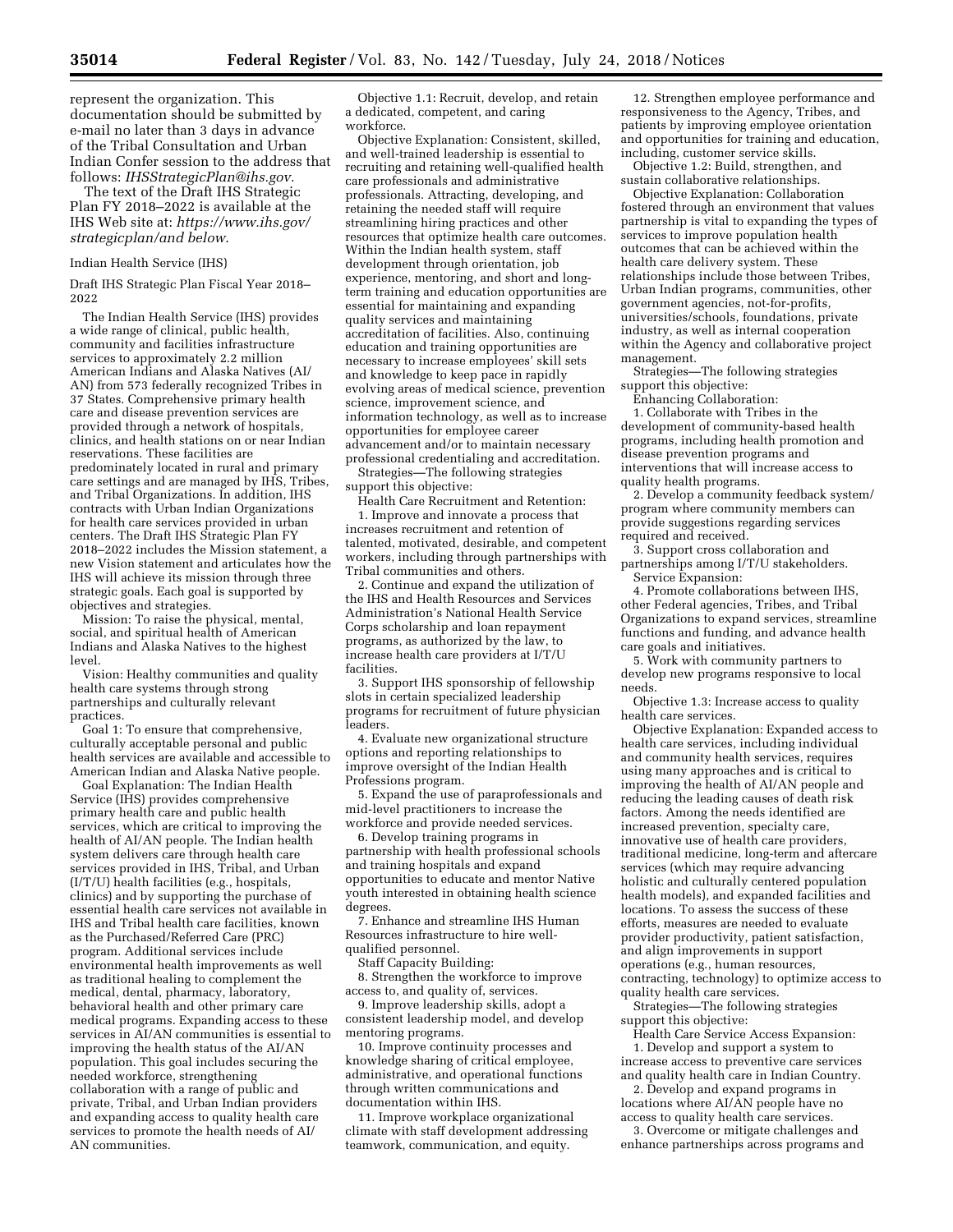represent the organization. This documentation should be submitted by e-mail no later than 3 days in advance of the Tribal Consultation and Urban Indian Confer session to the address that follows: *IHSStrategicPlan@ihs.gov*.

The text of the Draft IHS Strategic Plan FY 2018–2022 is available at the IHS Web site at: *https://www.ihs.gov/strategicplan/and below*.

Indian Health Service (IHS)

Draft IHS Strategic Plan Fiscal Year 2018–2022

The Indian Health Service (IHS) provides a wide range of clinical, public health, community and facilities infrastructure services to approximately 2.2 million American Indians and Alaska Natives (AI/AN) from 573 federally recognized Tribes in 37 States. Comprehensive primary health care and disease prevention services are provided through a network of hospitals, clinics, and health stations on or near Indian reservations. These facilities are predominately located in rural and primary care settings and are managed by IHS, Tribes, and Tribal Organizations. In addition, IHS contracts with Urban Indian Organizations for health care services provided in urban centers. The Draft IHS Strategic Plan FY 2018–2022 includes the Mission statement, a new Vision statement and articulates how the IHS will achieve its mission through three strategic goals. Each goal is supported by objectives and strategies.

Mission: To raise the physical, mental, social, and spiritual health of American Indians and Alaska Natives to the highest level.

Vision: Healthy communities and quality health care systems through strong partnerships and culturally relevant practices.

Goal 1: To ensure that comprehensive, culturally acceptable personal and public health services are available and accessible to American Indian and Alaska Native people.

Goal Explanation: The Indian Health Service (IHS) provides comprehensive primary health care and public health services, which are critical to improving the health of AI/AN people. The Indian health system delivers care through health care services provided in IHS, Tribal, and Urban (I/T/U) health facilities (e.g., hospitals, clinics) and by supporting the purchase of essential health care services not available in IHS and Tribal health care facilities, known as the Purchased/Referred Care (PRC) program. Additional services include environmental health improvements as well as traditional healing to complement the medical, dental, pharmacy, laboratory, behavioral health and other primary care medical programs. Expanding access to these services in AI/AN communities is essential to improving the health status of the AI/AN population. This goal includes securing the needed workforce, strengthening collaboration with a range of public and private, Tribal, and Urban Indian providers and expanding access to quality health care services to promote the health needs of AI/AN communities.

Objective 1.1: Recruit, develop, and retain a dedicated, competent, and caring workforce.

Objective Explanation: Consistent, skilled, and well-trained leadership is essential to recruiting and retaining well-qualified health care professionals and administrative professionals. Attracting, developing, and retaining the needed staff will require streamlining hiring practices and other resources that optimize health care outcomes. Within the Indian health system, staff development through orientation, job experience, mentoring, and short and long-term training and education opportunities are essential for maintaining and expanding quality services and maintaining accreditation of facilities. Also, continuing education and training opportunities are necessary to increase employees' skill sets and knowledge to keep pace in rapidly evolving areas of medical science, prevention science, improvement science, and information technology, as well as to increase opportunities for employee career advancement and/or to maintain necessary professional credentialing and accreditation.

Strategies—The following strategies support this objective:

Health Care Recruitment and Retention:

1. Improve and innovate a process that increases recruitment and retention of talented, motivated, desirable, and competent workers, including through partnerships with Tribal communities and others.

2. Continue and expand the utilization of the IHS and Health Resources and Services Administration's National Health Service Corps scholarship and loan repayment programs, as authorized by the law, to increase health care providers at I/T/U facilities.

3. Support IHS sponsorship of fellowship slots in certain specialized leadership programs for recruitment of future physician leaders.

4. Evaluate new organizational structure options and reporting relationships to improve oversight of the Indian Health Professions program.

5. Expand the use of paraprofessionals and mid-level practitioners to increase the workforce and provide needed services.

6. Develop training programs in partnership with health professional schools and training hospitals and expand opportunities to educate and mentor Native youth interested in obtaining health science degrees.

7. Enhance and streamline IHS Human Resources infrastructure to hire well-qualified personnel.

Staff Capacity Building:

8. Strengthen the workforce to improve access to, and quality of, services.

9. Improve leadership skills, adopt a consistent leadership model, and develop mentoring programs.

10. Improve continuity processes and knowledge sharing of critical employee, administrative, and operational functions through written communications and documentation within IHS.

11. Improve workplace organizational climate with staff development addressing teamwork, communication, and equity.

12. Strengthen employee performance and responsiveness to the Agency, Tribes, and patients by improving employee orientation and opportunities for training and education, including, customer service skills.

Objective 1.2: Build, strengthen, and sustain collaborative relationships.

Objective Explanation: Collaboration fostered through an environment that values partnership is vital to expanding the types of services to improve population health outcomes that can be achieved within the health care delivery system. These relationships include those between Tribes, Urban Indian programs, communities, other government agencies, not-for-profits, universities/schools, foundations, private industry, as well as internal cooperation within the Agency and collaborative project management.

Strategies—The following strategies support this objective:

Enhancing Collaboration:

1. Collaborate with Tribes in the development of community-based health programs, including health promotion and disease prevention programs and interventions that will increase access to quality health programs.

2. Develop a community feedback system/program where community members can provide suggestions regarding services required and received.

3. Support cross collaboration and partnerships among I/T/U stakeholders.

Service Expansion:

4. Promote collaborations between IHS, other Federal agencies, Tribes, and Tribal Organizations to expand services, streamline functions and funding, and advance health care goals and initiatives.

5. Work with community partners to develop new programs responsive to local needs.

Objective 1.3: Increase access to quality health care services.

Objective Explanation: Expanded access to health care services, including individual and community health services, requires using many approaches and is critical to improving the health of AI/AN people and reducing the leading causes of death risk factors. Among the needs identified are increased prevention, specialty care, innovative use of health care providers, traditional medicine, long-term and aftercare services (which may require advancing holistic and culturally centered population health models), and expanded facilities and locations. To assess the success of these efforts, measures are needed to evaluate provider productivity, patient satisfaction, and align improvements in support operations (e.g., human resources, contracting, technology) to optimize access to quality health care services.

Strategies—The following strategies support this objective:

Health Care Service Access Expansion:

1. Develop and support a system to increase access to preventive care services and quality health care in Indian Country.

2. Develop and expand programs in locations where AI/AN people have no access to quality health care services.

3. Overcome or mitigate challenges and enhance partnerships across programs and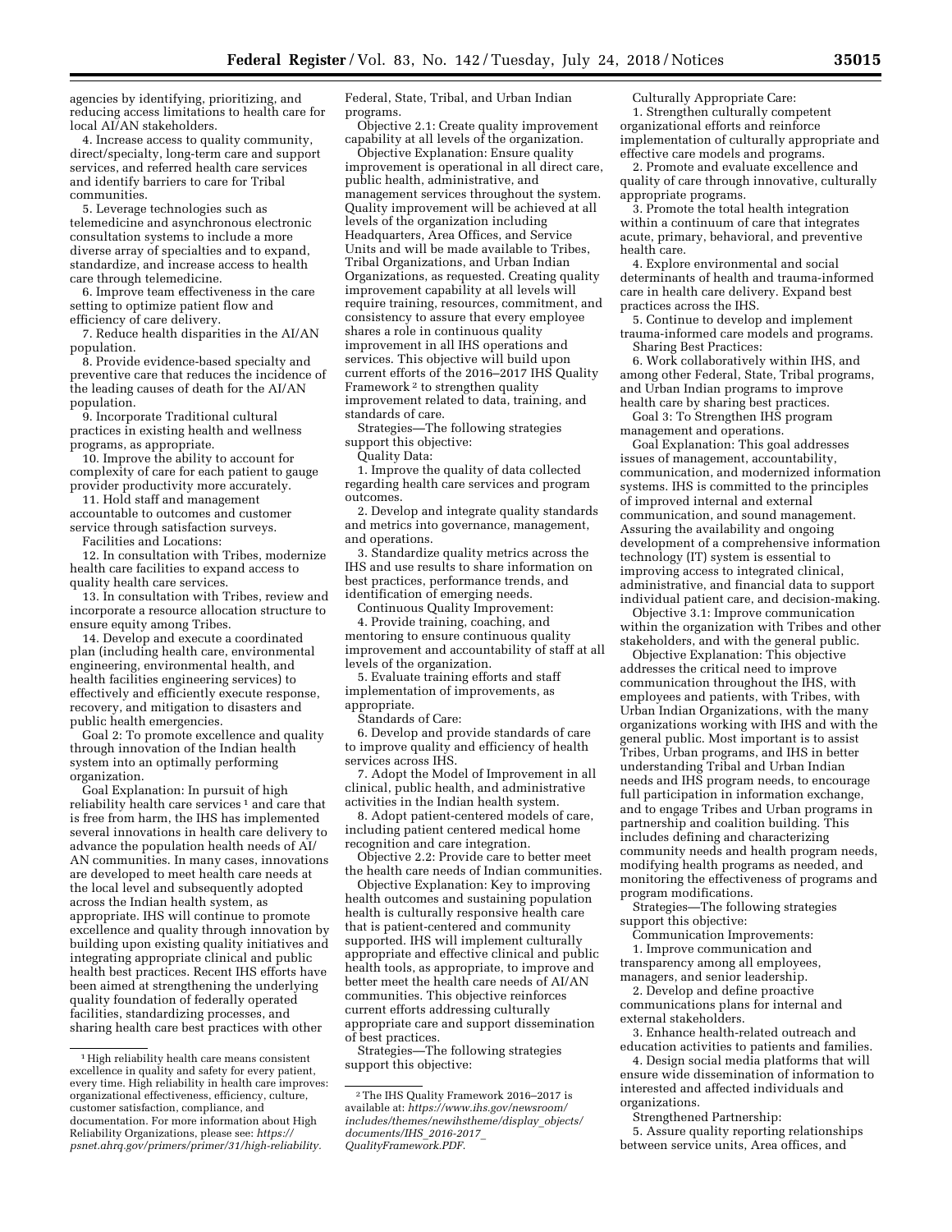agencies by identifying, prioritizing, and reducing access limitations to health care for local AI/AN stakeholders.

4. Increase access to quality community, direct/specialty, long-term care and support services, and referred health care services and identify barriers to care for Tribal communities.

5. Leverage technologies such as telemedicine and asynchronous electronic consultation systems to include a more diverse array of specialties and to expand, standardize, and increase access to health care through telemedicine.

6. Improve team effectiveness in the care setting to optimize patient flow and efficiency of care delivery.

7. Reduce health disparities in the AI/AN population.

8. Provide evidence-based specialty and preventive care that reduces the incidence of the leading causes of death for the AI/AN population.

9. Incorporate Traditional cultural practices in existing health and wellness programs, as appropriate.

10. Improve the ability to account for complexity of care for each patient to gauge provider productivity more accurately.

11. Hold staff and management accountable to outcomes and customer service through satisfaction surveys.

Facilities and Locations:

12. In consultation with Tribes, modernize health care facilities to expand access to quality health care services.

13. In consultation with Tribes, review and incorporate a resource allocation structure to ensure equity among Tribes.

14. Develop and execute a coordinated plan (including health care, environmental engineering, environmental health, and health facilities engineering services) to effectively and efficiently execute response, recovery, and mitigation to disasters and public health emergencies.

Goal 2: To promote excellence and quality through innovation of the Indian health system into an optimally performing organization.

Goal Explanation: In pursuit of high reliability health care services [1] and care that is free from harm, the IHS has implemented several innovations in health care delivery to advance the population health needs of AI/AN communities. In many cases, innovations are developed to meet health care needs at the local level and subsequently adopted across the Indian health system, as appropriate. IHS will continue to promote excellence and quality through innovation by building upon existing quality initiatives and integrating appropriate clinical and public health best practices. Recent IHS efforts have been aimed at strengthening the underlying quality foundation of federally operated facilities, standardizing processes, and sharing health care best practices with other Federal, State, Tribal, and Urban Indian programs.

Objective 2.1: Create quality improvement capability at all levels of the organization.

Objective Explanation: Ensure quality improvement is operational in all direct care, public health, administrative, and management services throughout the system. Quality improvement will be achieved at all levels of the organization including Headquarters, Area Offices, and Service Units and will be made available to Tribes, Tribal Organizations, and Urban Indian Organizations, as requested. Creating quality improvement capability at all levels will require training, resources, commitment, and consistency to assure that every employee shares a role in continuous quality improvement in all IHS operations and services. This objective will build upon current efforts of the 2016–2017 IHS Quality Framework [2] to strengthen quality improvement related to data, training, and standards of care.

Strategies—The following strategies support this objective:

Quality Data:

1. Improve the quality of data collected regarding health care services and program outcomes.

2. Develop and integrate quality standards and metrics into governance, management, and operations.

3. Standardize quality metrics across the IHS and use results to share information on best practices, performance trends, and identification of emerging needs.

Continuous Quality Improvement:

4. Provide training, coaching, and mentoring to ensure continuous quality improvement and accountability of staff at all levels of the organization.

5. Evaluate training efforts and staff implementation of improvements, as appropriate.

Standards of Care:

6. Develop and provide standards of care to improve quality and efficiency of health services across IHS.

7. Adopt the Model of Improvement in all clinical, public health, and administrative activities in the Indian health system.

8. Adopt patient-centered models of care, including patient centered medical home recognition and care integration.

Objective 2.2: Provide care to better meet the health care needs of Indian communities.

Objective Explanation: Key to improving health outcomes and sustaining population health is culturally responsive health care that is patient-centered and community supported. IHS will implement culturally appropriate and effective clinical and public health tools, as appropriate, to improve and better meet the health care needs of AI/AN communities. This objective reinforces current efforts addressing culturally appropriate care and support dissemination of best practices.

Strategies—The following strategies support this objective:

Culturally Appropriate Care:

1. Strengthen culturally competent organizational efforts and reinforce implementation of culturally appropriate and effective care models and programs.

2. Promote and evaluate excellence and quality of care through innovative, culturally appropriate programs.

3. Promote the total health integration within a continuum of care that integrates acute, primary, behavioral, and preventive health care.

4. Explore environmental and social determinants of health and trauma-informed care in health care delivery. Expand best practices across the IHS.

5. Continue to develop and implement trauma-informed care models and programs.

Sharing Best Practices:

6. Work collaboratively within IHS, and among other Federal, State, Tribal programs, and Urban Indian programs to improve health care by sharing best practices.

Goal 3: To Strengthen IHS program management and operations.

Goal Explanation: This goal addresses issues of management, accountability, communication, and modernized information systems. IHS is committed to the principles of improved internal and external communication, and sound management. Assuring the availability and ongoing development of a comprehensive information technology (IT) system is essential to improving access to integrated clinical, administrative, and financial data to support individual patient care, and decision-making.

Objective 3.1: Improve communication within the organization with Tribes and other stakeholders, and with the general public.

Objective Explanation: This objective addresses the critical need to improve communication throughout the IHS, with employees and patients, with Tribes, with Urban Indian Organizations, with the many organizations working with IHS and with the general public. Most important is to assist Tribes, Urban programs, and IHS in better understanding Tribal and Urban Indian needs and IHS program needs, to encourage full participation in information exchange, and to engage Tribes and Urban programs in partnership and coalition building. This includes defining and characterizing community needs and health program needs, modifying health programs as needed, and monitoring the effectiveness of programs and program modifications.

Strategies—The following strategies support this objective:

Communication Improvements:

1. Improve communication and transparency among all employees, managers, and senior leadership.

2. Develop and define proactive communications plans for internal and external stakeholders.

3. Enhance health-related outreach and education activities to patients and families.

4. Design social media platforms that will ensure wide dissemination of information to interested and affected individuals and organizations.

Strengthened Partnership:

5. Assure quality reporting relationships between service units, Area offices, and

---

[1] High reliability health care means consistent excellence in quality and safety for every patient, every time. High reliability in health care improves: organizational effectiveness, efficiency, culture, customer satisfaction, compliance, and documentation. For more information about High Reliability Organizations, please see: *https://psnet.ahrq.gov/primers/primer/31/high-reliability.*

[2] The IHS Quality Framework 2016–2017 is available at: *https://www.ihs.gov/newsroom/includes/themes/newihstheme/display_objects/documents/IHS_2016-2017_QualityFramework.PDF.*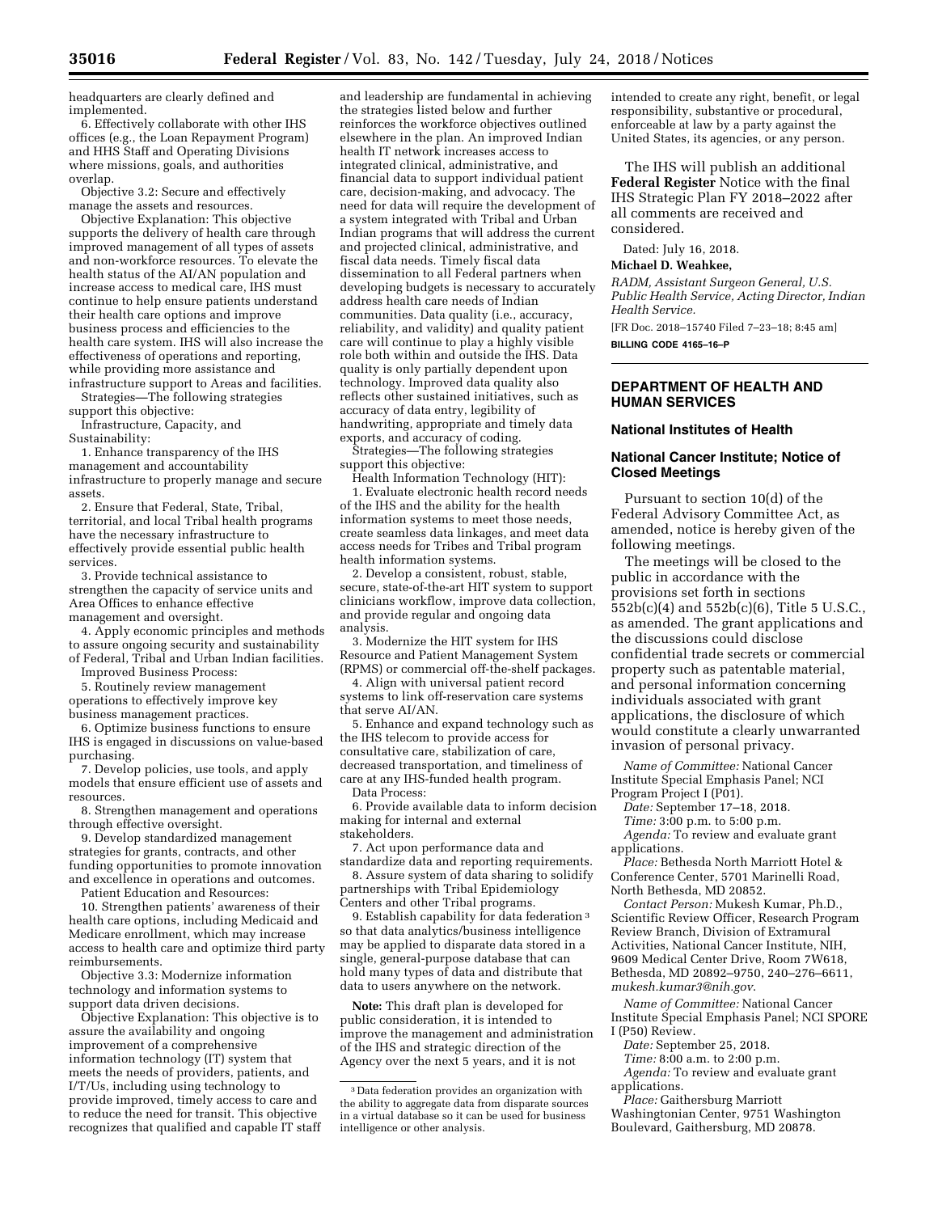headquarters are clearly defined and implemented.

6. Effectively collaborate with other IHS offices (e.g., the Loan Repayment Program) and HHS Staff and Operating Divisions where missions, goals, and authorities overlap.

Objective 3.2: Secure and effectively manage the assets and resources.

Objective Explanation: This objective supports the delivery of health care through improved management of all types of assets and non-workforce resources. To elevate the health status of the AI/AN population and increase access to medical care, IHS must continue to help ensure patients understand their health care options and improve business process and efficiencies to the health care system. IHS will also increase the effectiveness of operations and reporting, while providing more assistance and infrastructure support to Areas and facilities.

Strategies—The following strategies support this objective:

Infrastructure, Capacity, and Sustainability:

1. Enhance transparency of the IHS management and accountability infrastructure to properly manage and secure assets.

2. Ensure that Federal, State, Tribal, territorial, and local Tribal health programs have the necessary infrastructure to effectively provide essential public health services.

3. Provide technical assistance to strengthen the capacity of service units and Area Offices to enhance effective management and oversight.

4. Apply economic principles and methods to assure ongoing security and sustainability of Federal, Tribal and Urban Indian facilities.

Improved Business Process:

5. Routinely review management operations to effectively improve key business management practices.

6. Optimize business functions to ensure IHS is engaged in discussions on value-based purchasing.

7. Develop policies, use tools, and apply models that ensure efficient use of assets and resources.

8. Strengthen management and operations through effective oversight.

9. Develop standardized management strategies for grants, contracts, and other funding opportunities to promote innovation and excellence in operations and outcomes.

Patient Education and Resources:

10. Strengthen patients' awareness of their health care options, including Medicaid and Medicare enrollment, which may increase access to health care and optimize third party reimbursements.

Objective 3.3: Modernize information technology and information systems to support data driven decisions.

Objective Explanation: This objective is to assure the availability and ongoing improvement of a comprehensive information technology (IT) system that meets the needs of providers, patients, and I/T/Us, including using technology to provide improved, timely access to care and to reduce the need for transit. This objective recognizes that qualified and capable IT staff and leadership are fundamental in achieving the strategies listed below and further reinforces the workforce objectives outlined elsewhere in the plan. An improved Indian health IT network increases access to integrated clinical, administrative, and financial data to support individual patient care, decision-making, and advocacy. The need for data will require the development of a system integrated with Tribal and Urban Indian programs that will address the current and projected clinical, administrative, and fiscal data needs. Timely fiscal data dissemination to all Federal partners when developing budgets is necessary to accurately address health care needs of Indian communities. Data quality (i.e., accuracy, reliability, and validity) and quality patient care will continue to play a highly visible role both within and outside the IHS. Data quality is only partially dependent upon technology. Improved data quality also reflects other sustained initiatives, such as accuracy of data entry, legibility of handwriting, appropriate and timely data exports, and accuracy of coding.

Strategies—The following strategies support this objective:

Health Information Technology (HIT):

1. Evaluate electronic health record needs of the IHS and the ability for the health information systems to meet those needs, create seamless data linkages, and meet data access needs for Tribes and Tribal program health information systems.

2. Develop a consistent, robust, stable, secure, state-of-the-art HIT system to support clinicians workflow, improve data collection, and provide regular and ongoing data analysis.

3. Modernize the HIT system for IHS Resource and Patient Management System (RPMS) or commercial off-the-shelf packages.

4. Align with universal patient record systems to link off-reservation care systems that serve AI/AN.

5. Enhance and expand technology such as the IHS telecom to provide access for consultative care, stabilization of care, decreased transportation, and timeliness of care at any IHS-funded health program.

Data Process:

6. Provide available data to inform decision making for internal and external stakeholders.

7. Act upon performance data and standardize data and reporting requirements.

8. Assure system of data sharing to solidify partnerships with Tribal Epidemiology Centers and other Tribal programs.

9. Establish capability for data federation [3] so that data analytics/business intelligence may be applied to disparate data stored in a single, general-purpose database that can hold many types of data and distribute that data to users anywhere on the network.

**Note:** This draft plan is developed for public consideration, it is intended to improve the management and administration of the IHS and strategic direction of the Agency over the next 5 years, and it is not intended to create any right, benefit, or legal responsibility, substantive or procedural, enforceable at law by a party against the United States, its agencies, or any person.

[3] Data federation provides an organization with the ability to aggregate data from disparate sources in a virtual database so it can be used for business intelligence or other analysis.

The IHS will publish an additional **Federal Register** Notice with the final IHS Strategic Plan FY 2018–2022 after all comments are received and considered.

Dated: July 16, 2018.

**Michael D. Weahkee,**

*RADM, Assistant Surgeon General, U.S. Public Health Service, Acting Director, Indian Health Service.*

[FR Doc. 2018–15740 Filed 7–23–18; 8:45 am]

**BILLING CODE 4165–16–P**

## DEPARTMENT OF HEALTH AND HUMAN SERVICES

### National Institutes of Health

### National Cancer Institute; Notice of Closed Meetings

Pursuant to section 10(d) of the Federal Advisory Committee Act, as amended, notice is hereby given of the following meetings.

The meetings will be closed to the public in accordance with the provisions set forth in sections 552b(c)(4) and 552b(c)(6), Title 5 U.S.C., as amended. The grant applications and the discussions could disclose confidential trade secrets or commercial property such as patentable material, and personal information concerning individuals associated with grant applications, the disclosure of which would constitute a clearly unwarranted invasion of personal privacy.

*Name of Committee:* National Cancer Institute Special Emphasis Panel; NCI Program Project I (P01).

*Date:* September 17–18, 2018.

*Time:* 3:00 p.m. to 5:00 p.m.

*Agenda:* To review and evaluate grant applications.

*Place:* Bethesda North Marriott Hotel & Conference Center, 5701 Marinelli Road, North Bethesda, MD 20852.

*Contact Person:* Mukesh Kumar, Ph.D., Scientific Review Officer, Research Program Review Branch, Division of Extramural Activities, National Cancer Institute, NIH, 9609 Medical Center Drive, Room 7W618, Bethesda, MD 20892–9750, 240–276–6611, *mukesh.kumar3@nih.gov*.

*Name of Committee:* National Cancer Institute Special Emphasis Panel; NCI SPORE I (P50) Review.

*Date:* September 25, 2018.

*Time:* 8:00 a.m. to 2:00 p.m.

*Agenda:* To review and evaluate grant applications.

*Place:* Gaithersburg Marriott Washingtonian Center, 9751 Washington Boulevard, Gaithersburg, MD 20878.